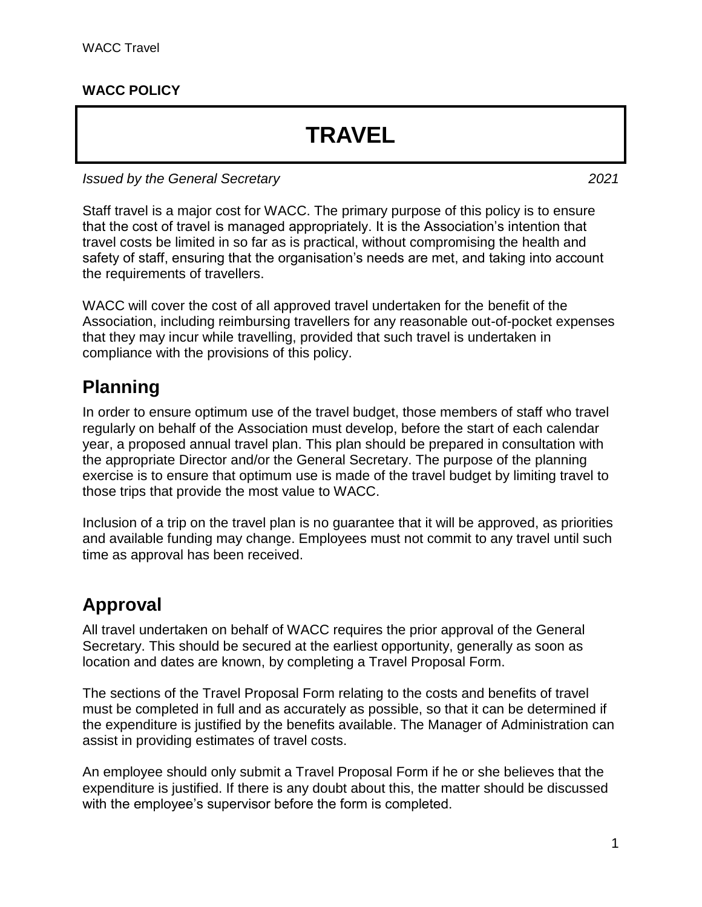**WACC POLICY**

# TRAVEL

*Issued by the General Secretary* *2021*

Staff travel is a major cost for WACC. The primary purpose of this policy is to ensure that the cost of travel is managed appropriately. It is the Association's intention that travel costs be limited in so far as is practical, without compromising the health and safety of staff, ensuring that the organisation's needs are met, and taking into account the requirements of travellers.

WACC will cover the cost of all approved travel undertaken for the benefit of the Association, including reimbursing travellers for any reasonable out-of-pocket expenses that they may incur while travelling, provided that such travel is undertaken in compliance with the provisions of this policy.

## Planning

In order to ensure optimum use of the travel budget, those members of staff who travel regularly on behalf of the Association must develop, before the start of each calendar year, a proposed annual travel plan. This plan should be prepared in consultation with the appropriate Director and/or the General Secretary. The purpose of the planning exercise is to ensure that optimum use is made of the travel budget by limiting travel to those trips that provide the most value to WACC.

Inclusion of a trip on the travel plan is no guarantee that it will be approved, as priorities and available funding may change. Employees must not commit to any travel until such time as approval has been received.

## Approval

All travel undertaken on behalf of WACC requires the prior approval of the General Secretary. This should be secured at the earliest opportunity, generally as soon as location and dates are known, by completing a Travel Proposal Form.

The sections of the Travel Proposal Form relating to the costs and benefits of travel must be completed in full and as accurately as possible, so that it can be determined if the expenditure is justified by the benefits available. The Manager of Administration can assist in providing estimates of travel costs.

An employee should only submit a Travel Proposal Form if he or she believes that the expenditure is justified. If there is any doubt about this, the matter should be discussed with the employee's supervisor before the form is completed.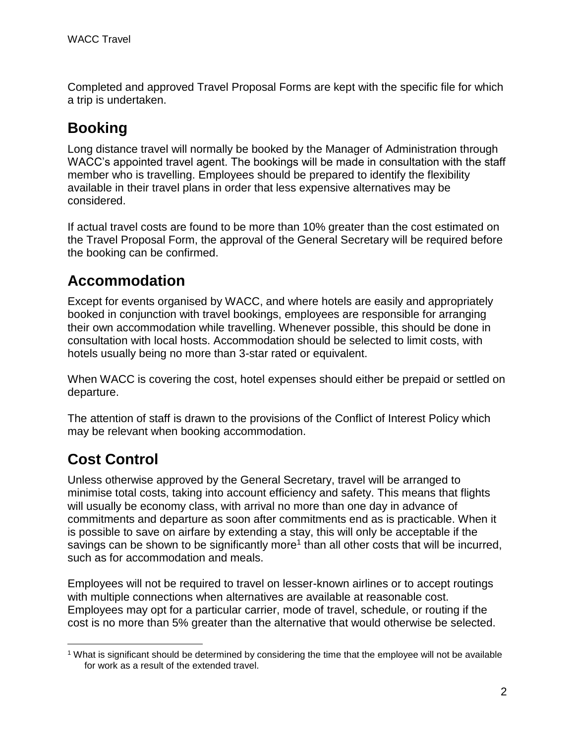Completed and approved Travel Proposal Forms are kept with the specific file for which a trip is undertaken.

## Booking

Long distance travel will normally be booked by the Manager of Administration through WACC's appointed travel agent. The bookings will be made in consultation with the staff member who is travelling. Employees should be prepared to identify the flexibility available in their travel plans in order that less expensive alternatives may be considered.

If actual travel costs are found to be more than 10% greater than the cost estimated on the Travel Proposal Form, the approval of the General Secretary will be required before the booking can be confirmed.

## Accommodation

Except for events organised by WACC, and where hotels are easily and appropriately booked in conjunction with travel bookings, employees are responsible for arranging their own accommodation while travelling. Whenever possible, this should be done in consultation with local hosts. Accommodation should be selected to limit costs, with hotels usually being no more than 3-star rated or equivalent.

When WACC is covering the cost, hotel expenses should either be prepaid or settled on departure.

The attention of staff is drawn to the provisions of the Conflict of Interest Policy which may be relevant when booking accommodation.

## Cost Control

Unless otherwise approved by the General Secretary, travel will be arranged to minimise total costs, taking into account efficiency and safety. This means that flights will usually be economy class, with arrival no more than one day in advance of commitments and departure as soon after commitments end as is practicable. When it is possible to save on airfare by extending a stay, this will only be acceptable if the savings can be shown to be significantly more[1] than all other costs that will be incurred, such as for accommodation and meals.

Employees will not be required to travel on lesser-known airlines or to accept routings with multiple connections when alternatives are available at reasonable cost. Employees may opt for a particular carrier, mode of travel, schedule, or routing if the cost is no more than 5% greater than the alternative that would otherwise be selected.

---

[1] What is significant should be determined by considering the time that the employee will not be available for work as a result of the extended travel.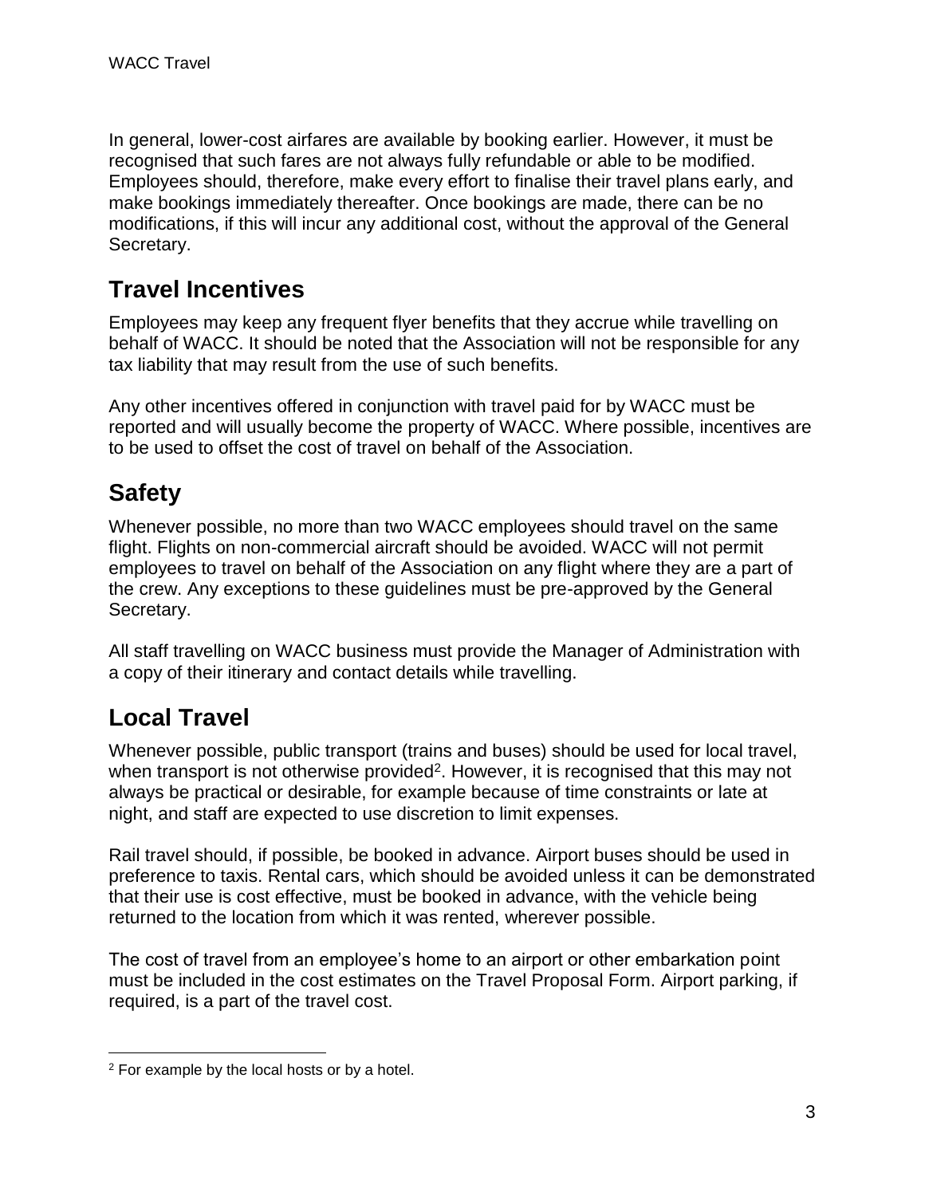In general, lower-cost airfares are available by booking earlier. However, it must be recognised that such fares are not always fully refundable or able to be modified. Employees should, therefore, make every effort to finalise their travel plans early, and make bookings immediately thereafter. Once bookings are made, there can be no modifications, if this will incur any additional cost, without the approval of the General Secretary.

## Travel Incentives

Employees may keep any frequent flyer benefits that they accrue while travelling on behalf of WACC. It should be noted that the Association will not be responsible for any tax liability that may result from the use of such benefits.

Any other incentives offered in conjunction with travel paid for by WACC must be reported and will usually become the property of WACC. Where possible, incentives are to be used to offset the cost of travel on behalf of the Association.

## Safety

Whenever possible, no more than two WACC employees should travel on the same flight. Flights on non-commercial aircraft should be avoided. WACC will not permit employees to travel on behalf of the Association on any flight where they are a part of the crew. Any exceptions to these guidelines must be pre-approved by the General Secretary.

All staff travelling on WACC business must provide the Manager of Administration with a copy of their itinerary and contact details while travelling.

## Local Travel

Whenever possible, public transport (trains and buses) should be used for local travel, when transport is not otherwise provided[2]. However, it is recognised that this may not always be practical or desirable, for example because of time constraints or late at night, and staff are expected to use discretion to limit expenses.

Rail travel should, if possible, be booked in advance. Airport buses should be used in preference to taxis. Rental cars, which should be avoided unless it can be demonstrated that their use is cost effective, must be booked in advance, with the vehicle being returned to the location from which it was rented, wherever possible.

The cost of travel from an employee's home to an airport or other embarkation point must be included in the cost estimates on the Travel Proposal Form. Airport parking, if required, is a part of the travel cost.

[2] For example by the local hosts or by a hotel.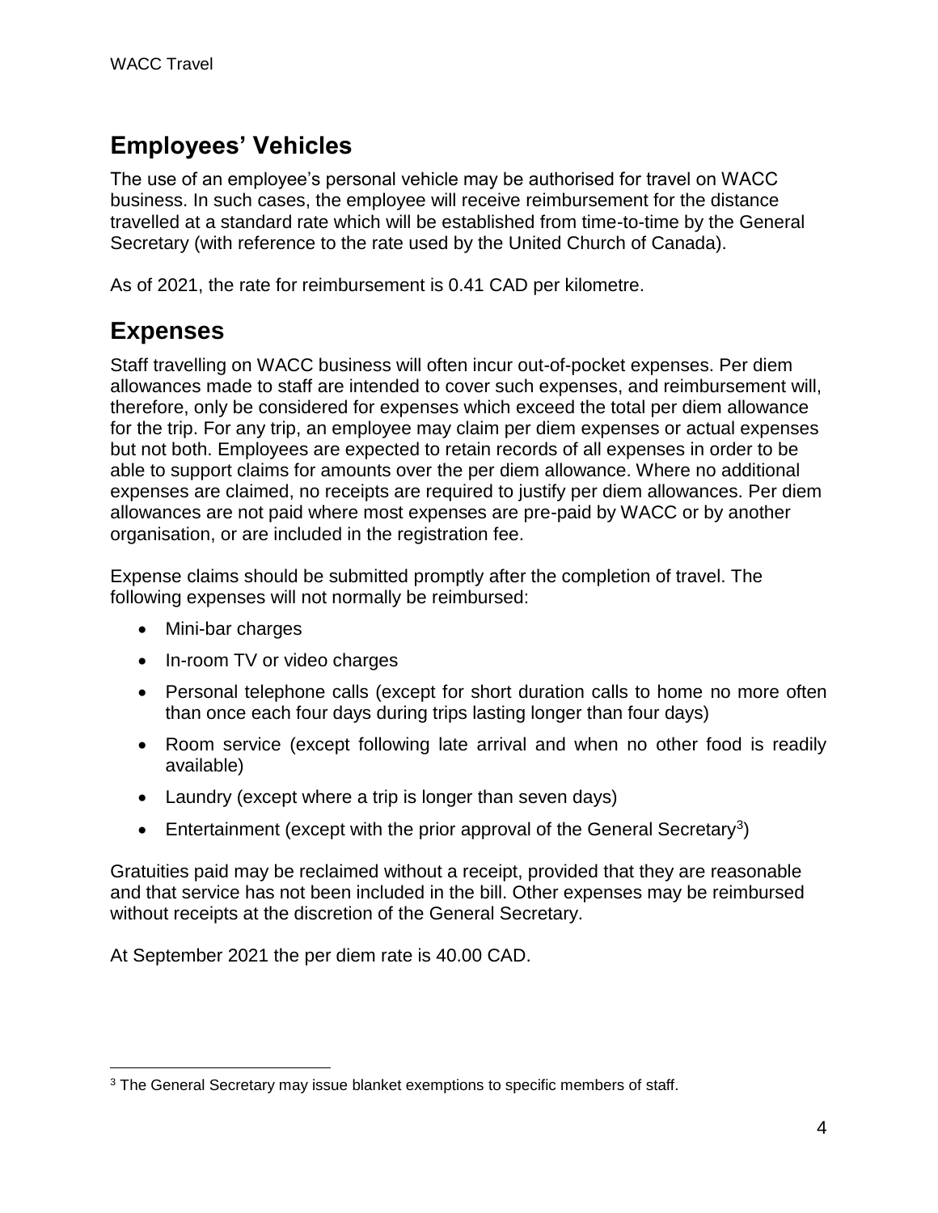## Employees' Vehicles

The use of an employee's personal vehicle may be authorised for travel on WACC business. In such cases, the employee will receive reimbursement for the distance travelled at a standard rate which will be established from time-to-time by the General Secretary (with reference to the rate used by the United Church of Canada).

As of 2021, the rate for reimbursement is 0.41 CAD per kilometre.

## Expenses

Staff travelling on WACC business will often incur out-of-pocket expenses. Per diem allowances made to staff are intended to cover such expenses, and reimbursement will, therefore, only be considered for expenses which exceed the total per diem allowance for the trip. For any trip, an employee may claim per diem expenses or actual expenses but not both. Employees are expected to retain records of all expenses in order to be able to support claims for amounts over the per diem allowance. Where no additional expenses are claimed, no receipts are required to justify per diem allowances. Per diem allowances are not paid where most expenses are pre-paid by WACC or by another organisation, or are included in the registration fee.

Expense claims should be submitted promptly after the completion of travel. The following expenses will not normally be reimbursed:

- Mini-bar charges
- In-room TV or video charges
- Personal telephone calls (except for short duration calls to home no more often than once each four days during trips lasting longer than four days)
- Room service (except following late arrival and when no other food is readily available)
- Laundry (except where a trip is longer than seven days)
- Entertainment (except with the prior approval of the General Secretary[3])

Gratuities paid may be reclaimed without a receipt, provided that they are reasonable and that service has not been included in the bill. Other expenses may be reimbursed without receipts at the discretion of the General Secretary.

At September 2021 the per diem rate is 40.00 CAD.

[3] The General Secretary may issue blanket exemptions to specific members of staff.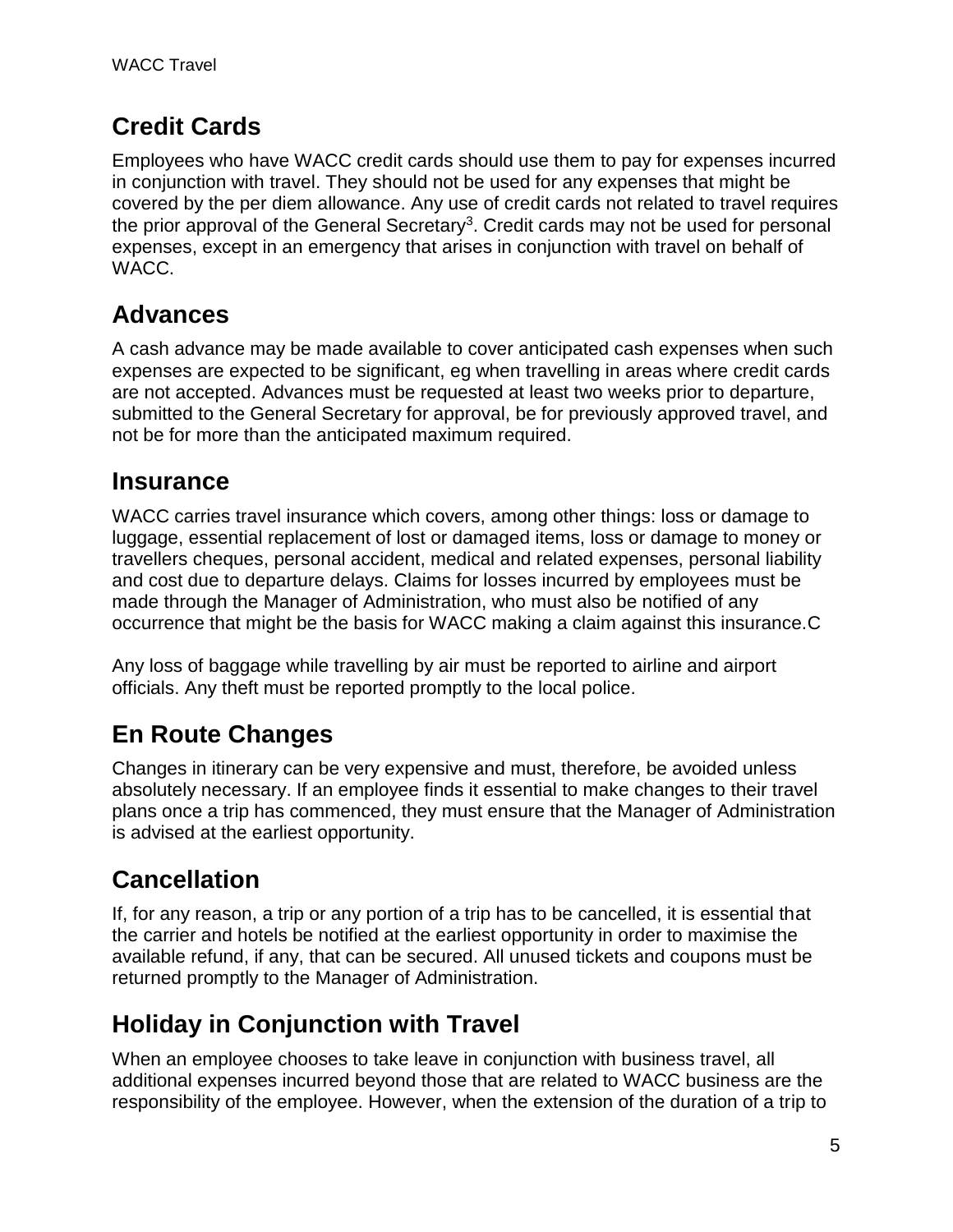## Credit Cards

Employees who have WACC credit cards should use them to pay for expenses incurred in conjunction with travel. They should not be used for any expenses that might be covered by the per diem allowance. Any use of credit cards not related to travel requires the prior approval of the General Secretary[3]. Credit cards may not be used for personal expenses, except in an emergency that arises in conjunction with travel on behalf of WACC.

## Advances

A cash advance may be made available to cover anticipated cash expenses when such expenses are expected to be significant, eg when travelling in areas where credit cards are not accepted. Advances must be requested at least two weeks prior to departure, submitted to the General Secretary for approval, be for previously approved travel, and not be for more than the anticipated maximum required.

## Insurance

WACC carries travel insurance which covers, among other things: loss or damage to luggage, essential replacement of lost or damaged items, loss or damage to money or travellers cheques, personal accident, medical and related expenses, personal liability and cost due to departure delays. Claims for losses incurred by employees must be made through the Manager of Administration, who must also be notified of any occurrence that might be the basis for WACC making a claim against this insurance.C

Any loss of baggage while travelling by air must be reported to airline and airport officials. Any theft must be reported promptly to the local police.

## En Route Changes

Changes in itinerary can be very expensive and must, therefore, be avoided unless absolutely necessary. If an employee finds it essential to make changes to their travel plans once a trip has commenced, they must ensure that the Manager of Administration is advised at the earliest opportunity.

## Cancellation

If, for any reason, a trip or any portion of a trip has to be cancelled, it is essential that the carrier and hotels be notified at the earliest opportunity in order to maximise the available refund, if any, that can be secured. All unused tickets and coupons must be returned promptly to the Manager of Administration.

## Holiday in Conjunction with Travel

When an employee chooses to take leave in conjunction with business travel, all additional expenses incurred beyond those that are related to WACC business are the responsibility of the employee. However, when the extension of the duration of a trip to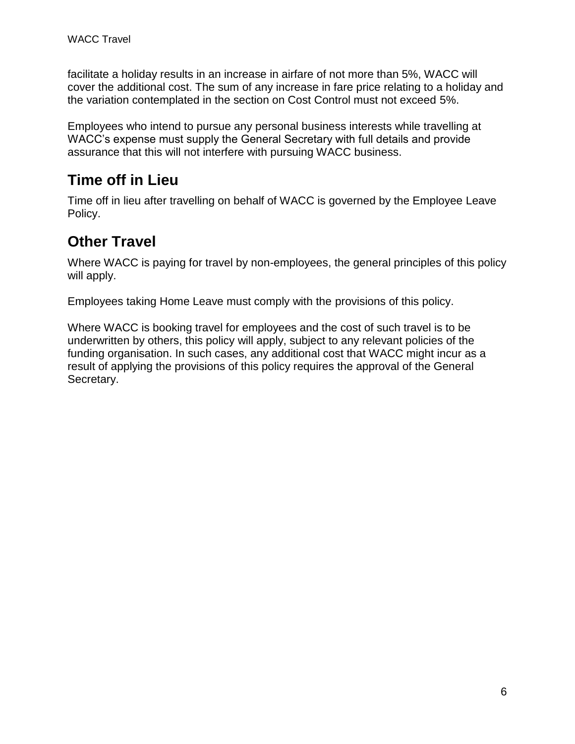facilitate a holiday results in an increase in airfare of not more than 5%, WACC will cover the additional cost. The sum of any increase in fare price relating to a holiday and the variation contemplated in the section on Cost Control must not exceed 5%.

Employees who intend to pursue any personal business interests while travelling at WACC's expense must supply the General Secretary with full details and provide assurance that this will not interfere with pursuing WACC business.

## Time off in Lieu

Time off in lieu after travelling on behalf of WACC is governed by the Employee Leave Policy.

## Other Travel

Where WACC is paying for travel by non-employees, the general principles of this policy will apply.

Employees taking Home Leave must comply with the provisions of this policy.

Where WACC is booking travel for employees and the cost of such travel is to be underwritten by others, this policy will apply, subject to any relevant policies of the funding organisation. In such cases, any additional cost that WACC might incur as a result of applying the provisions of this policy requires the approval of the General Secretary.